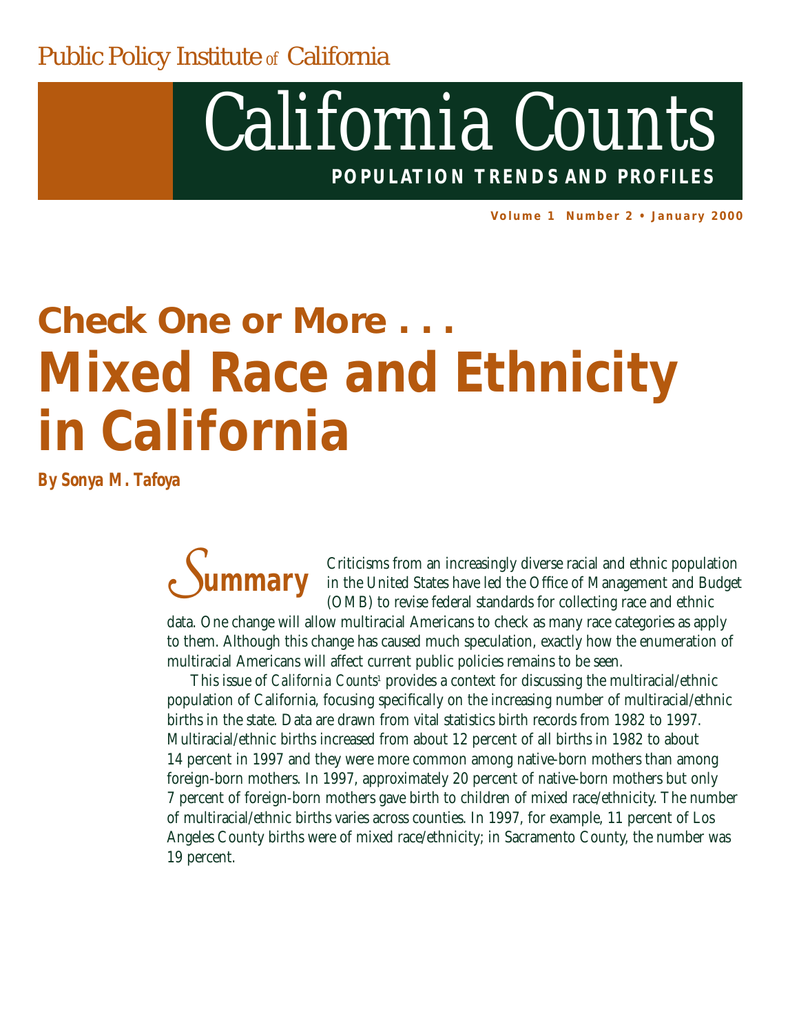Public Policy Institute of California

# California Counts

**POPULATION TRENDS AND PROFILES**

**Volume 1 Number 2 • January 2000**

## Check One or More . . .

# Mixed Race and Ethnicity in California

**By Sonya M. Tafoya**

## Summary

Criticisms from an increasingly diverse racial and ethnic population in the United States have led the Office of Management and Budget (OMB) to revise federal standards for collecting race and ethnic data. One change will allow multiracial Americans to check as many race categories as apply to them. Although this change has caused much speculation, exactly how the enumeration of multiracial Americans will affect current public policies remains to be seen.

This issue of *California Counts*[1] provides a context for discussing the multiracial/ethnic population of California, focusing specifically on the increasing number of multiracial/ethnic births in the state. Data are drawn from vital statistics birth records from 1982 to 1997. Multiracial/ethnic births increased from about 12 percent of all births in 1982 to about 14 percent in 1997 and they were more common among native-born mothers than among foreign-born mothers. In 1997, approximately 20 percent of native-born mothers but only 7 percent of foreign-born mothers gave birth to children of mixed race/ethnicity. The number of multiracial/ethnic births varies across counties. In 1997, for example, 11 percent of Los Angeles County births were of mixed race/ethnicity; in Sacramento County, the number was 19 percent.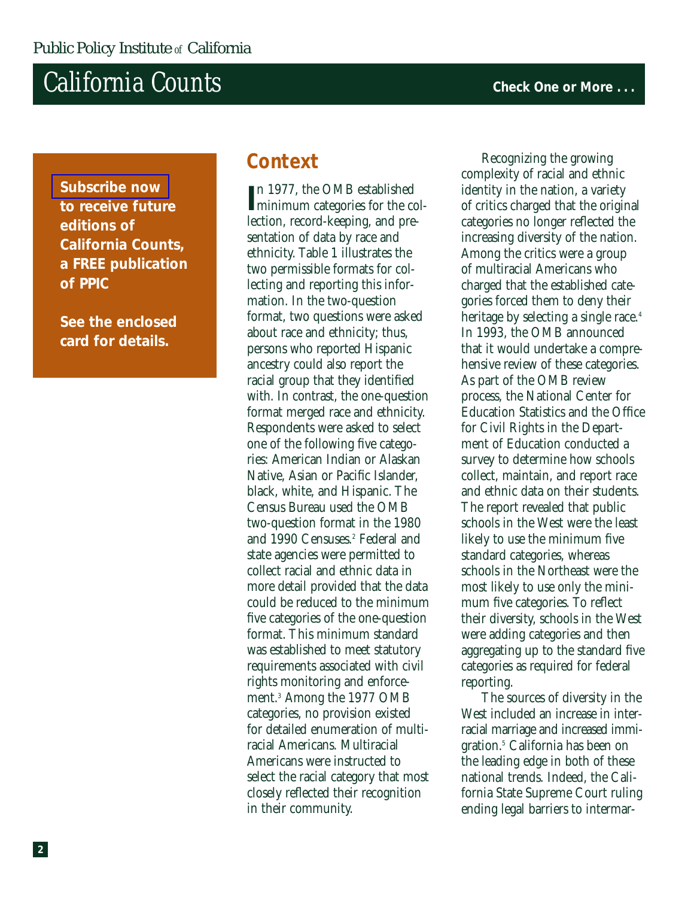**Subscribe now to receive future editions of California Counts, a FREE publication of PPIC**

**See the enclosed card for details.**

## Context

In 1977, the OMB established minimum categories for the collection, record-keeping, and presentation of data by race and ethnicity. Table 1 illustrates the two permissible formats for collecting and reporting this information. In the two-question format, two questions were asked about race and ethnicity; thus, persons who reported Hispanic ancestry could also report the racial group that they identified with. In contrast, the one-question format merged race and ethnicity. Respondents were asked to select one of the following five categories: American Indian or Alaskan Native, Asian or Pacific Islander, black, white, and Hispanic. The Census Bureau used the OMB two-question format in the 1980 and 1990 Censuses.[2] Federal and state agencies were permitted to collect racial and ethnic data in more detail provided that the data could be reduced to the minimum five categories of the one-question format. This minimum standard was established to meet statutory requirements associated with civil rights monitoring and enforcement.[3] Among the 1977 OMB categories, no provision existed for detailed enumeration of multiracial Americans. Multiracial Americans were instructed to select the racial category that most closely reflected their recognition in their community.

Recognizing the growing complexity of racial and ethnic identity in the nation, a variety of critics charged that the original categories no longer reflected the increasing diversity of the nation. Among the critics were a group of multiracial Americans who charged that the established categories forced them to deny their heritage by selecting a single race.[4] In 1993, the OMB announced that it would undertake a comprehensive review of these categories. As part of the OMB review process, the National Center for Education Statistics and the Office for Civil Rights in the Department of Education conducted a survey to determine how schools collect, maintain, and report race and ethnic data on their students. The report revealed that public schools in the West were the least likely to use the minimum five standard categories, whereas schools in the Northeast were the most likely to use only the minimum five categories. To reflect their diversity, schools in the West were adding categories and then aggregating up to the standard five categories as required for federal reporting.

The sources of diversity in the West included an increase in interracial marriage and increased immigration.[5] California has been on the leading edge in both of these national trends. Indeed, the California State Supreme Court ruling ending legal barriers to intermar-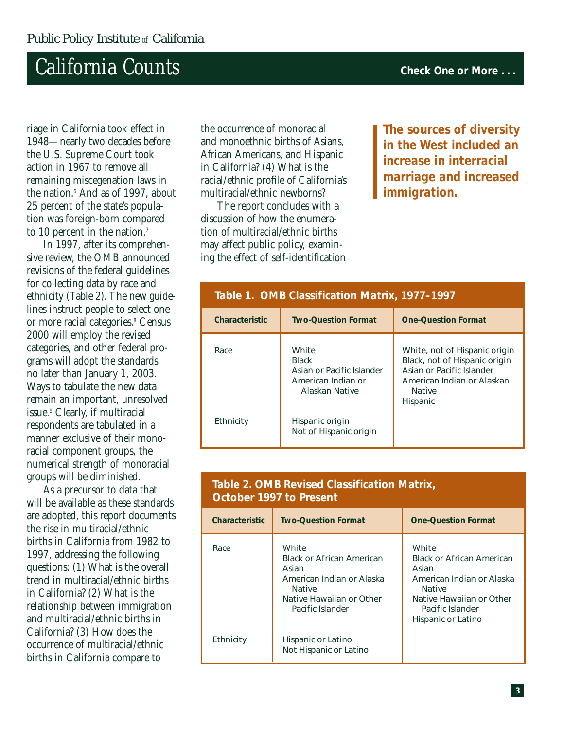riage in California took effect in 1948—nearly two decades before the U.S. Supreme Court took action in 1967 to remove all remaining miscegenation laws in the nation.[6] And as of 1997, about 25 percent of the state's population was foreign-born compared to 10 percent in the nation.[7]

In 1997, after its comprehensive review, the OMB announced revisions of the federal guidelines for collecting data by race and ethnicity (Table 2). The new guidelines instruct people to select one or more racial categories.[8] Census 2000 will employ the revised categories, and other federal programs will adopt the standards no later than January 1, 2003. Ways to tabulate the new data remain an important, unresolved issue.[9] Clearly, if multiracial respondents are tabulated in a manner exclusive of their monoracial component groups, the numerical strength of monoracial groups will be diminished.

As a precursor to data that will be available as these standards are adopted, this report documents the rise in multiracial/ethnic births in California from 1982 to 1997, addressing the following questions: (1) What is the overall trend in multiracial/ethnic births in California? (2) What is the relationship between immigration and multiracial/ethnic births in California? (3) How does the occurrence of multiracial/ethnic births in California compare to the occurrence of monoracial and monoethnic births of Asians, African Americans, and Hispanic in California? (4) What is the racial/ethnic profile of California's multiracial/ethnic newborns?

The report concludes with a discussion of how the enumeration of multiracial/ethnic births may affect public policy, examining the effect of self-identification

**The sources of diversity in the West included an increase in interracial marriage and increased immigration.**

**Table 1. OMB Classification Matrix, 1977–1997**

| Characteristic | Two-Question Format | One-Question Format |
|---|---|---|
| Race | White<br>Black<br>Asian or Pacific Islander<br>American Indian or Alaskan Native | White, not of Hispanic origin<br>Black, not of Hispanic origin<br>Asian or Pacific Islander<br>American Indian or Alaskan Native<br>Hispanic |
| Ethnicity | Hispanic origin<br>Not of Hispanic origin | |

**Table 2. OMB Revised Classification Matrix, October 1997 to Present**

| Characteristic | Two-Question Format | One-Question Format |
|---|---|---|
| Race | White<br>Black or African American<br>Asian<br>American Indian or Alaska Native<br>Native Hawaiian or Other Pacific Islander | White<br>Black or African American<br>Asian<br>American Indian or Alaska Native<br>Native Hawaiian or Other Pacific Islander<br>Hispanic or Latino |
| Ethnicity | Hispanic or Latino<br>Not Hispanic or Latino | |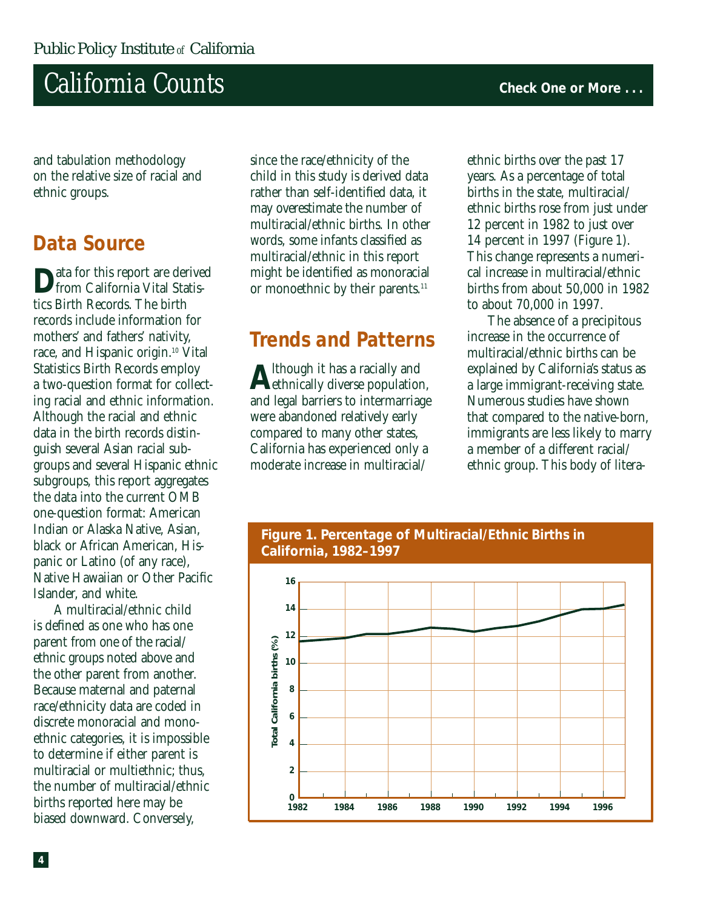and tabulation methodology on the relative size of racial and ethnic groups.

## Data Source

Data for this report are derived from California Vital Statistics Birth Records. The birth records include information for mothers' and fathers' nativity, race, and Hispanic origin.[10] Vital Statistics Birth Records employ a two-question format for collecting racial and ethnic information. Although the racial and ethnic data in the birth records distinguish several Asian racial subgroups and several Hispanic ethnic subgroups, this report aggregates the data into the current OMB one-question format: American Indian or Alaska Native, Asian, black or African American, Hispanic or Latino (of any race), Native Hawaiian or Other Pacific Islander, and white.

A multiracial/ethnic child is defined as one who has one parent from one of the racial/ethnic groups noted above and the other parent from another. Because maternal and paternal race/ethnicity data are coded in discrete monoracial and monoethnic categories, it is impossible to determine if either parent is multiracial or multiethnic; thus, the number of multiracial/ethnic births reported here may be biased downward. Conversely, since the race/ethnicity of the child in this study is derived data rather than self-identified data, it may overestimate the number of multiracial/ethnic births. In other words, some infants classified as multiracial/ethnic in this report might be identified as monoracial or monoethnic by their parents.[11]

## Trends and Patterns

Although it has a racially and ethnically diverse population, and legal barriers to intermarriage were abandoned relatively early compared to many other states, California has experienced only a moderate increase in multiracial/ethnic births over the past 17 years. As a percentage of total births in the state, multiracial/ethnic births rose from just under 12 percent in 1982 to just over 14 percent in 1997 (Figure 1). This change represents a numerical increase in multiracial/ethnic births from about 50,000 in 1982 to about 70,000 in 1997.

The absence of a precipitous increase in the occurrence of multiracial/ethnic births can be explained by California's status as a large immigrant-receiving state. Numerous studies have shown that compared to the native-born, immigrants are less likely to marry a member of a different racial/ethnic group. This body of litera-

**Figure 1. Percentage of Multiracial/Ethnic Births in California, 1982–1997**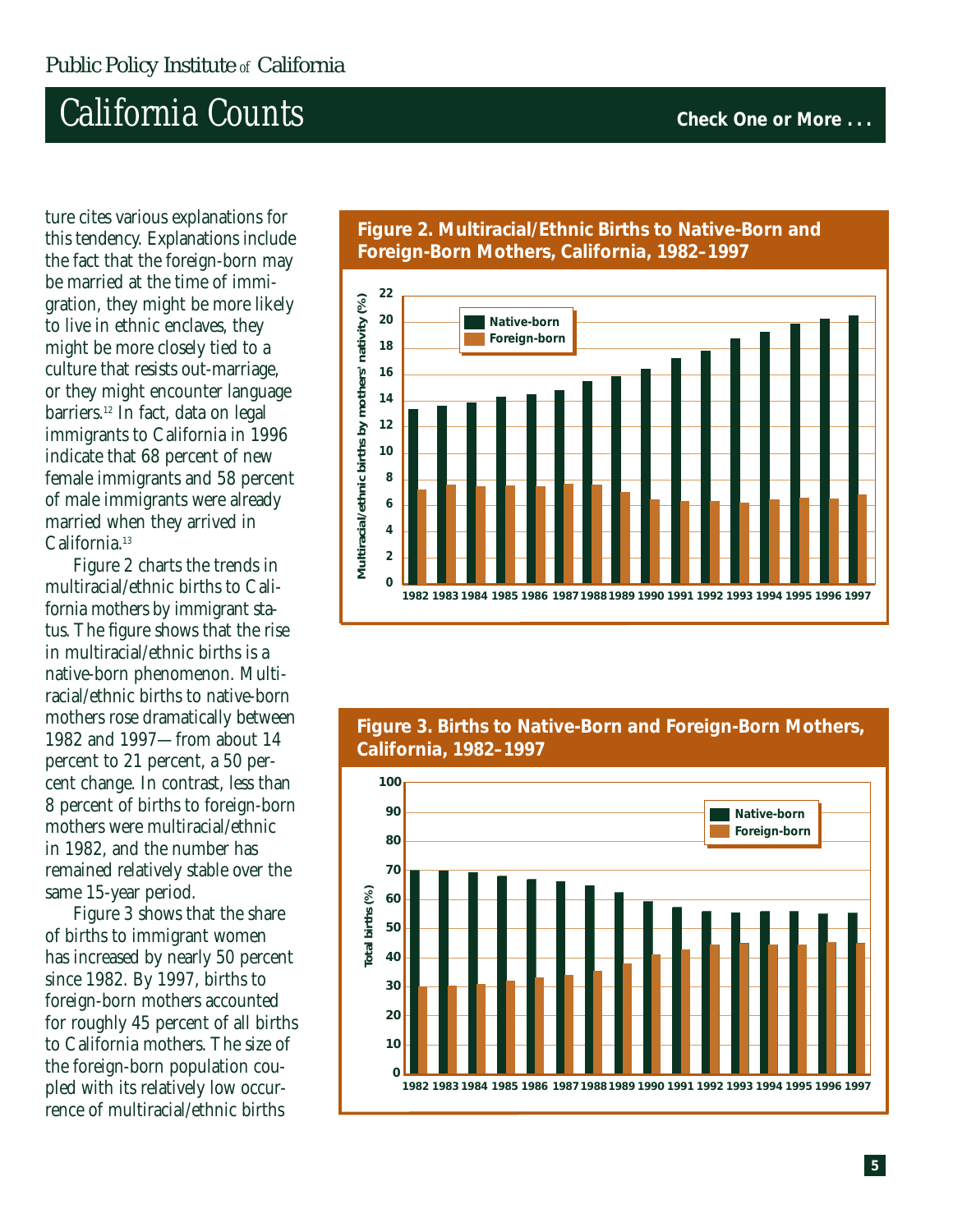ture cites various explanations for this tendency. Explanations include the fact that the foreign-born may be married at the time of immigration, they might be more likely to live in ethnic enclaves, they might be more closely tied to a culture that resists out-marriage, or they might encounter language barriers.[12] In fact, data on legal immigrants to California in 1996 indicate that 68 percent of new female immigrants and 58 percent of male immigrants were already married when they arrived in California.[13]

Figure 2 charts the trends in multiracial/ethnic births to California mothers by immigrant status. The figure shows that the rise in multiracial/ethnic births is a native-born phenomenon. Multiracial/ethnic births to native-born mothers rose dramatically between 1982 and 1997—from about 14 percent to 21 percent, a 50 percent change. In contrast, less than 8 percent of births to foreign-born mothers were multiracial/ethnic in 1982, and the number has remained relatively stable over the same 15-year period.

Figure 3 shows that the share of births to immigrant women has increased by nearly 50 percent since 1982. By 1997, births to foreign-born mothers accounted for roughly 45 percent of all births to California mothers. The size of the foreign-born population coupled with its relatively low occurrence of multiracial/ethnic births

**Figure 2. Multiracial/Ethnic Births to Native-Born and Foreign-Born Mothers, California, 1982–1997**

**Figure 3. Births to Native-Born and Foreign-Born Mothers, California, 1982–1997**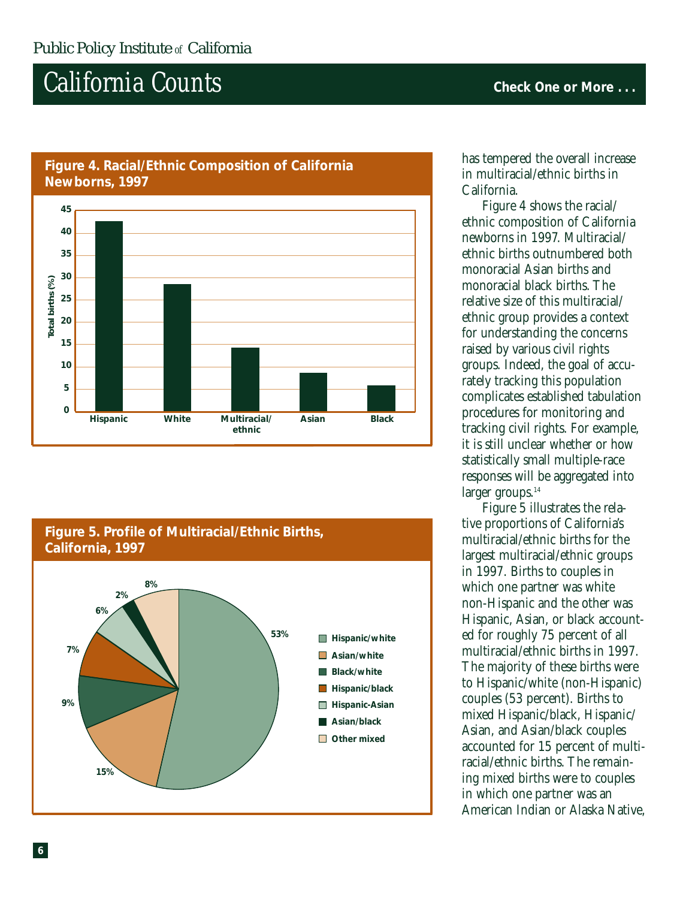**Figure 4. Racial/Ethnic Composition of California Newborns, 1997**

**Figure 5. Profile of Multiracial/Ethnic Births, California, 1997**

| Group | Percent |
|---|---|
| Hispanic/white | 53% |
| Asian/white | 15% |
| Black/white | 9% |
| Hispanic/black | 7% |
| Hispanic-Asian | 6% |
| Asian/black | 2% |
| Other mixed | 8% |

has tempered the overall increase in multiracial/ethnic births in California.

Figure 4 shows the racial/ethnic composition of California newborns in 1997. Multiracial/ethnic births outnumbered both monoracial Asian births and monoracial black births. The relative size of this multiracial/ethnic group provides a context for understanding the concerns raised by various civil rights groups. Indeed, the goal of accurately tracking this population complicates established tabulation procedures for monitoring and tracking civil rights. For example, it is still unclear whether or how statistically small multiple-race responses will be aggregated into larger groups.[14]

Figure 5 illustrates the relative proportions of California's multiracial/ethnic births for the largest multiracial/ethnic groups in 1997. Births to couples in which one partner was white non-Hispanic and the other was Hispanic, Asian, or black accounted for roughly 75 percent of all multiracial/ethnic births in 1997. The majority of these births were to Hispanic/white (non-Hispanic) couples (53 percent). Births to mixed Hispanic/black, Hispanic/Asian, and Asian/black couples accounted for 15 percent of multiracial/ethnic births. The remaining mixed births were to couples in which one partner was an American Indian or Alaska Native,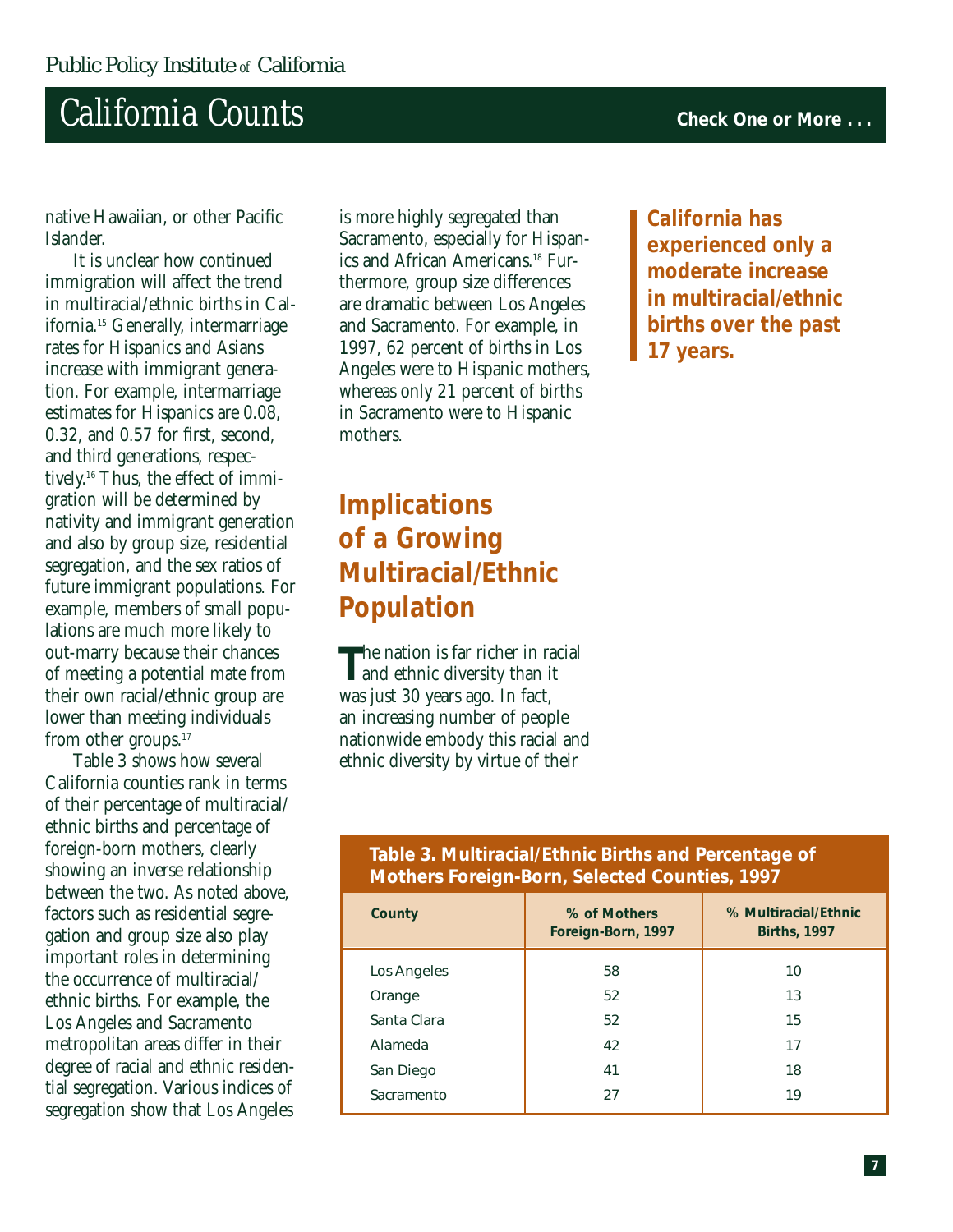native Hawaiian, or other Pacific Islander.

It is unclear how continued immigration will affect the trend in multiracial/ethnic births in California.[15] Generally, intermarriage rates for Hispanics and Asians increase with immigrant generation. For example, intermarriage estimates for Hispanics are 0.08, 0.32, and 0.57 for first, second, and third generations, respectively.[16] Thus, the effect of immigration will be determined by nativity and immigrant generation and also by group size, residential segregation, and the sex ratios of future immigrant populations. For example, members of small populations are much more likely to out-marry because their chances of meeting a potential mate from their own racial/ethnic group are lower than meeting individuals from other groups.[17]

Table 3 shows how several California counties rank in terms of their percentage of multiracial/ethnic births and percentage of foreign-born mothers, clearly showing an inverse relationship between the two. As noted above, factors such as residential segregation and group size also play important roles in determining the occurrence of multiracial/ethnic births. For example, the Los Angeles and Sacramento metropolitan areas differ in their degree of racial and ethnic residential segregation. Various indices of segregation show that Los Angeles is more highly segregated than Sacramento, especially for Hispanics and African Americans.[18] Furthermore, group size differences are dramatic between Los Angeles and Sacramento. For example, in 1997, 62 percent of births in Los Angeles were to Hispanic mothers, whereas only 21 percent of births in Sacramento were to Hispanic mothers.

**California has experienced only a moderate increase in multiracial/ethnic births over the past 17 years.**

## Implications of a Growing Multiracial/Ethnic Population

The nation is far richer in racial and ethnic diversity than it was just 30 years ago. In fact, an increasing number of people nationwide embody this racial and ethnic diversity by virtue of their

**Table 3. Multiracial/Ethnic Births and Percentage of Mothers Foreign-Born, Selected Counties, 1997**

| County | % of Mothers Foreign-Born, 1997 | % Multiracial/Ethnic Births, 1997 |
|---|---|---|
| Los Angeles | 58 | 10 |
| Orange | 52 | 13 |
| Santa Clara | 52 | 15 |
| Alameda | 42 | 17 |
| San Diego | 41 | 18 |
| Sacramento | 27 | 19 |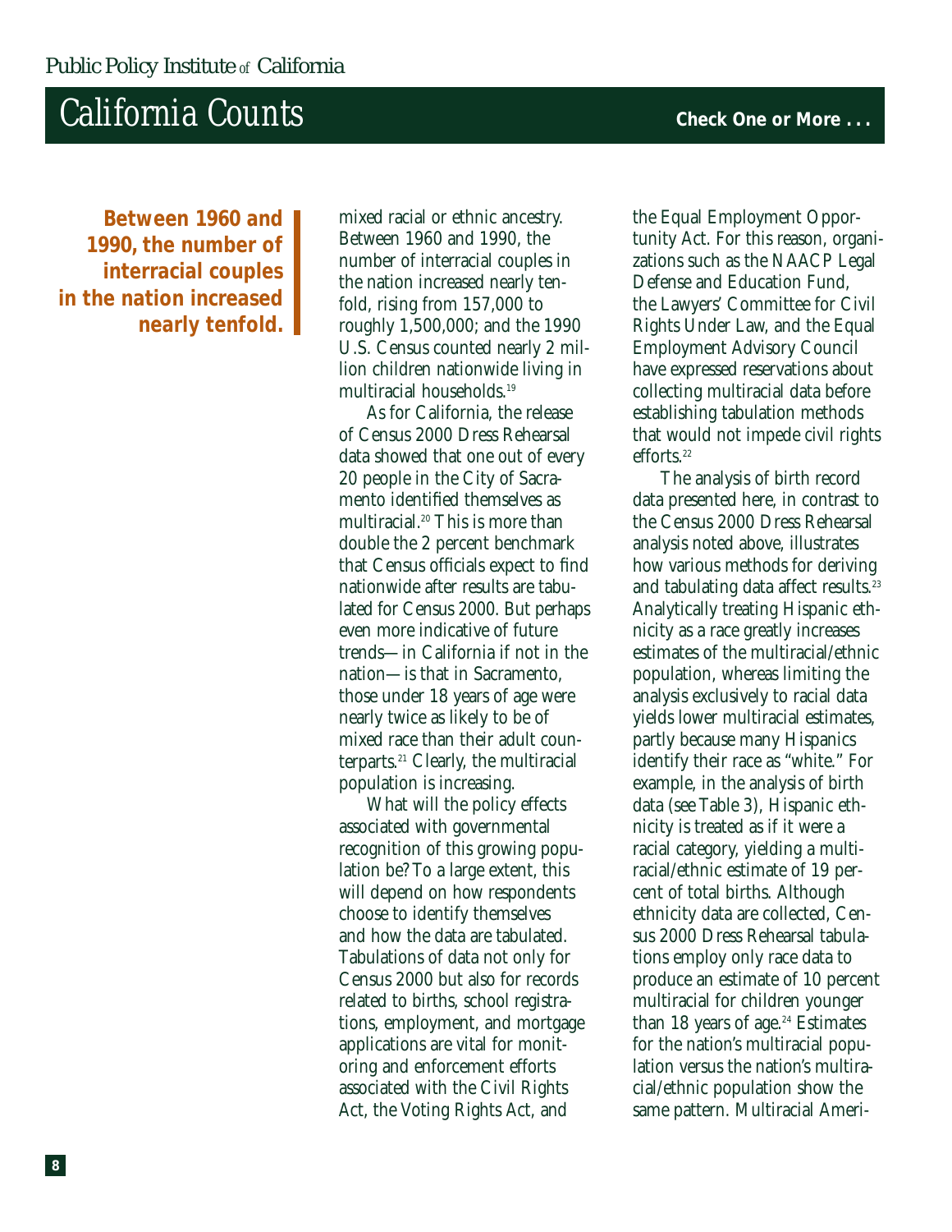**Between 1960 and 1990, the number of interracial couples in the nation increased nearly tenfold.**

mixed racial or ethnic ancestry. Between 1960 and 1990, the number of interracial couples in the nation increased nearly tenfold, rising from 157,000 to roughly 1,500,000; and the 1990 U.S. Census counted nearly 2 million children nationwide living in multiracial households.[19]

As for California, the release of Census 2000 Dress Rehearsal data showed that one out of every 20 people in the City of Sacramento identified themselves as multiracial.[20] This is more than double the 2 percent benchmark that Census officials expect to find nationwide after results are tabulated for Census 2000. But perhaps even more indicative of future trends—in California if not in the nation—is that in Sacramento, those under 18 years of age were nearly twice as likely to be of mixed race than their adult counterparts.[21] Clearly, the multiracial population is increasing.

What will the policy effects associated with governmental recognition of this growing population be? To a large extent, this will depend on how respondents choose to identify themselves and how the data are tabulated. Tabulations of data not only for Census 2000 but also for records related to births, school registrations, employment, and mortgage applications are vital for monitoring and enforcement efforts associated with the Civil Rights Act, the Voting Rights Act, and the Equal Employment Opportunity Act. For this reason, organizations such as the NAACP Legal Defense and Education Fund, the Lawyers' Committee for Civil Rights Under Law, and the Equal Employment Advisory Council have expressed reservations about collecting multiracial data before establishing tabulation methods that would not impede civil rights efforts.[22]

The analysis of birth record data presented here, in contrast to the Census 2000 Dress Rehearsal analysis noted above, illustrates how various methods for deriving and tabulating data affect results.[23] Analytically treating Hispanic ethnicity as a race greatly increases estimates of the multiracial/ethnic population, whereas limiting the analysis exclusively to racial data yields lower multiracial estimates, partly because many Hispanics identify their race as "white." For example, in the analysis of birth data (see Table 3), Hispanic ethnicity is treated as if it were a racial category, yielding a multiracial/ethnic estimate of 19 percent of total births. Although ethnicity data are collected, Census 2000 Dress Rehearsal tabulations employ only race data to produce an estimate of 10 percent multiracial for children younger than 18 years of age.[24] Estimates for the nation's multiracial population versus the nation's multiracial/ethnic population show the same pattern. Multiracial Ameri-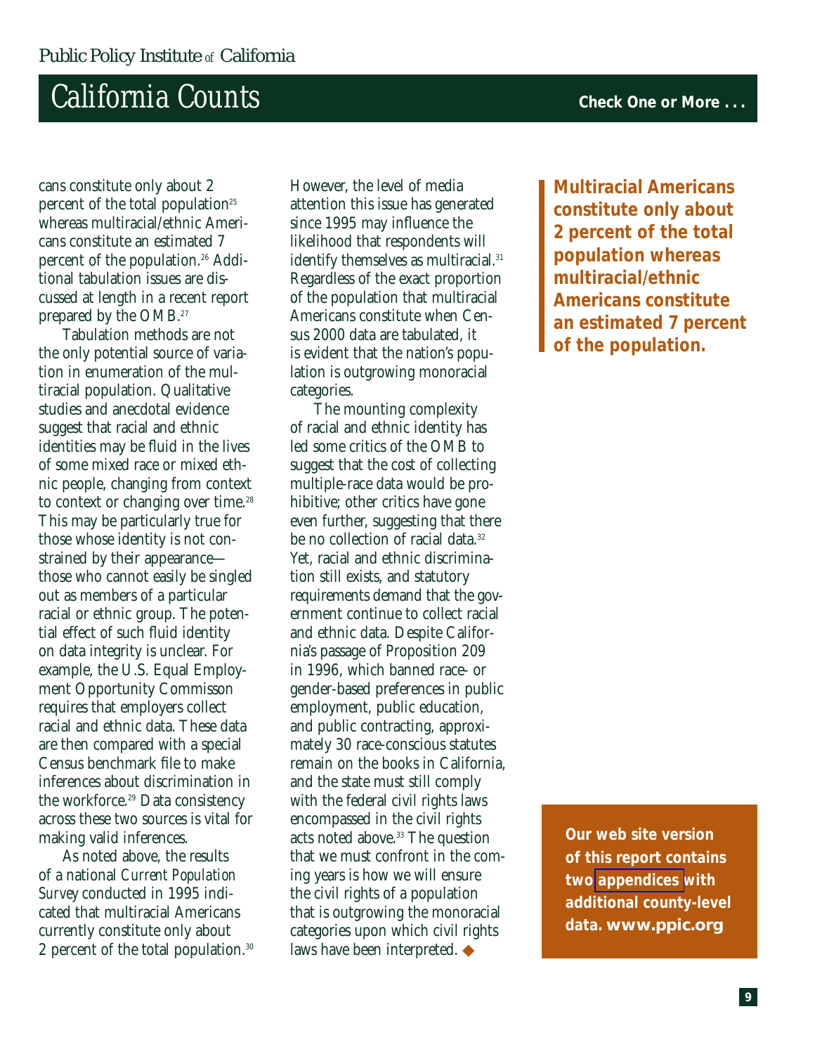cans constitute only about 2 percent of the total population[25] whereas multiracial/ethnic Americans constitute an estimated 7 percent of the population.[26] Additional tabulation issues are discussed at length in a recent report prepared by the OMB.[27]

Tabulation methods are not the only potential source of variation in enumeration of the multiracial population. Qualitative studies and anecdotal evidence suggest that racial and ethnic identities may be fluid in the lives of some mixed race or mixed ethnic people, changing from context to context or changing over time.[28] This may be particularly true for those whose identity is not constrained by their appearance—those who cannot easily be singled out as members of a particular racial or ethnic group. The potential effect of such fluid identity on data integrity is unclear. For example, the U.S. Equal Employment Opportunity Commisson requires that employers collect racial and ethnic data. These data are then compared with a special Census benchmark file to make inferences about discrimination in the workforce.[29] Data consistency across these two sources is vital for making valid inferences.

As noted above, the results of a national *Current Population Survey* conducted in 1995 indicated that multiracial Americans currently constitute only about 2 percent of the total population.[30] However, the level of media attention this issue has generated since 1995 may influence the likelihood that respondents will identify themselves as multiracial.[31] Regardless of the exact proportion of the population that multiracial Americans constitute when Census 2000 data are tabulated, it is evident that the nation's population is outgrowing monoracial categories.

The mounting complexity of racial and ethnic identity has led some critics of the OMB to suggest that the cost of collecting multiple-race data would be prohibitive; other critics have gone even further, suggesting that there be no collection of racial data.[32] Yet, racial and ethnic discrimination still exists, and statutory requirements demand that the government continue to collect racial and ethnic data. Despite California's passage of Proposition 209 in 1996, which banned race- or gender-based preferences in public employment, public education, and public contracting, approximately 30 race-conscious statutes remain on the books in California, and the state must still comply with the federal civil rights laws encompassed in the civil rights acts noted above.[33] The question that we must confront in the coming years is how we will ensure the civil rights of a population that is outgrowing the monoracial categories upon which civil rights laws have been interpreted. ◆

**Multiracial Americans constitute only about 2 percent of the total population whereas multiracial/ethnic Americans constitute an estimated 7 percent of the population.**

**Our web site version of this report contains two appendices with additional county-level data. www.ppic.org**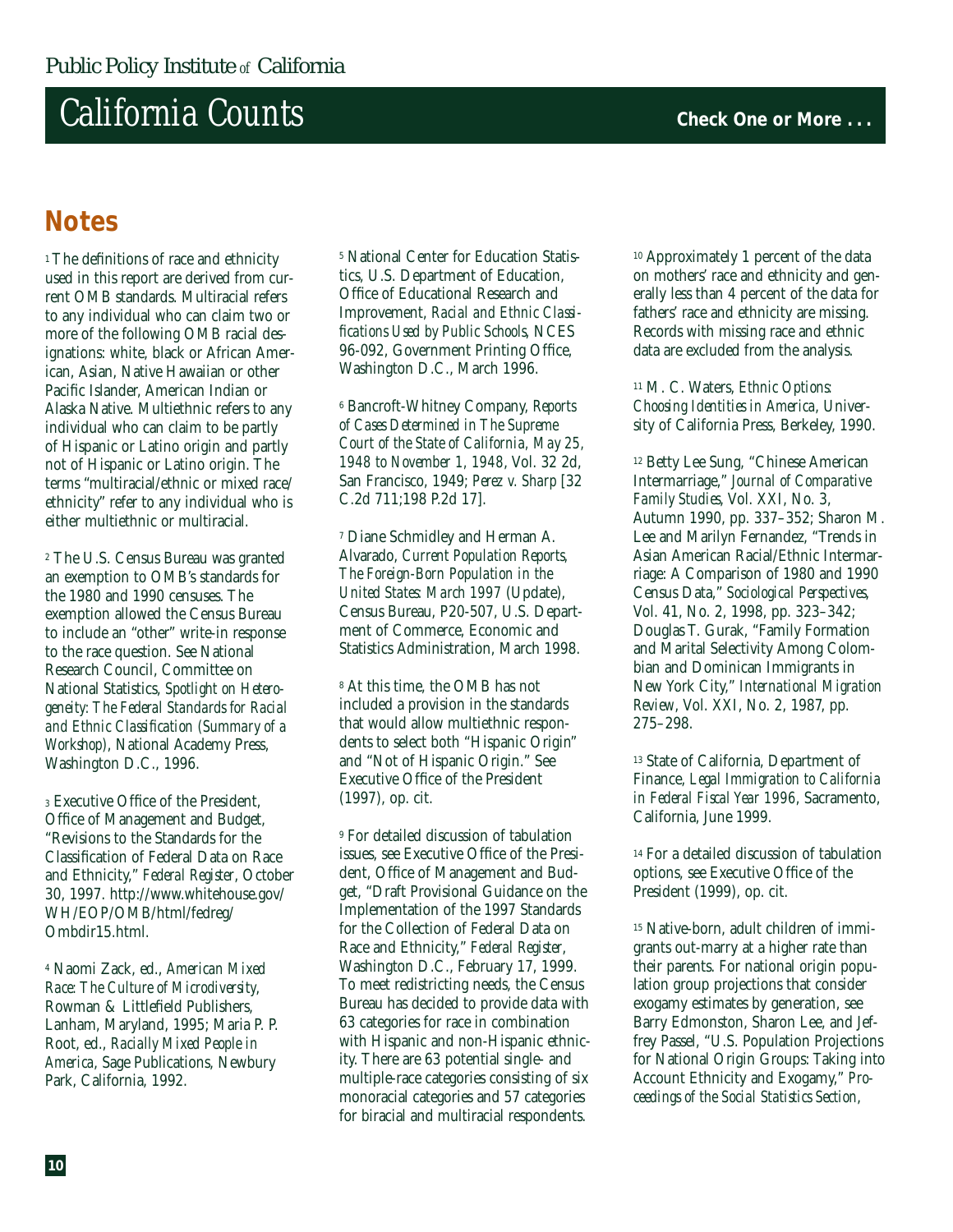## Notes

[1] The definitions of race and ethnicity used in this report are derived from current OMB standards. Multiracial refers to any individual who can claim two or more of the following OMB racial designations: white, black or African American, Asian, Native Hawaiian or other Pacific Islander, American Indian or Alaska Native. Multiethnic refers to any individual who can claim to be partly of Hispanic or Latino origin and partly not of Hispanic or Latino origin. The terms "multiracial/ethnic or mixed race/ethnicity" refer to any individual who is either multiethnic or multiracial.

[2] The U.S. Census Bureau was granted an exemption to OMB's standards for the 1980 and 1990 censuses. The exemption allowed the Census Bureau to include an "other" write-in response to the race question. See National Research Council, Committee on National Statistics, *Spotlight on Heterogeneity: The Federal Standards for Racial and Ethnic Classification (Summary of a Workshop)*, National Academy Press, Washington D.C., 1996.

[3] Executive Office of the President, Office of Management and Budget, "Revisions to the Standards for the Classification of Federal Data on Race and Ethnicity," *Federal Register*, October 30, 1997. http://www.whitehouse.gov/WH/EOP/OMB/html/fedreg/Ombdir15.html.

[4] Naomi Zack, ed., *American Mixed Race: The Culture of Microdiversity*, Rowman & Littlefield Publishers, Lanham, Maryland, 1995; Maria P. P. Root, ed., *Racially Mixed People in America*, Sage Publications, Newbury Park, California, 1992.

[5] National Center for Education Statistics, U.S. Department of Education, Office of Educational Research and Improvement, *Racial and Ethnic Classifications Used by Public Schools*, NCES 96-092, Government Printing Office, Washington D.C., March 1996.

[6] Bancroft-Whitney Company, *Reports of Cases Determined in The Supreme Court of the State of California, May 25, 1948 to November 1, 1948*, Vol. 32 2d, San Francisco, 1949; *Perez v. Sharp* [32 C.2d 711;198 P.2d 17].

[7] Diane Schmidley and Herman A. Alvarado, *Current Population Reports, The Foreign-Born Population in the United States: March 1997* (Update), Census Bureau, P20-507, U.S. Department of Commerce, Economic and Statistics Administration, March 1998.

[8] At this time, the OMB has not included a provision in the standards that would allow multiethnic respondents to select both "Hispanic Origin" and "Not of Hispanic Origin." See Executive Office of the President (1997), op. cit.

[9] For detailed discussion of tabulation issues, see Executive Office of the President, Office of Management and Budget, "Draft Provisional Guidance on the Implementation of the 1997 Standards for the Collection of Federal Data on Race and Ethnicity," *Federal Register*, Washington D.C., February 17, 1999. To meet redistricting needs, the Census Bureau has decided to provide data with 63 categories for race in combination with Hispanic and non-Hispanic ethnicity. There are 63 potential single- and multiple-race categories consisting of six monoracial categories and 57 categories for biracial and multiracial respondents.

[10] Approximately 1 percent of the data on mothers' race and ethnicity and generally less than 4 percent of the data for fathers' race and ethnicity are missing. Records with missing race and ethnic data are excluded from the analysis.

[11] M. C. Waters, *Ethnic Options: Choosing Identities in America*, University of California Press, Berkeley, 1990.

[12] Betty Lee Sung, "Chinese American Intermarriage," *Journal of Comparative Family Studies*, Vol. XXI, No. 3, Autumn 1990, pp. 337–352; Sharon M. Lee and Marilyn Fernandez, "Trends in Asian American Racial/Ethnic Intermarriage: A Comparison of 1980 and 1990 Census Data," *Sociological Perspectives*, Vol. 41, No. 2, 1998, pp. 323–342; Douglas T. Gurak, "Family Formation and Marital Selectivity Among Colombian and Dominican Immigrants in New York City," *International Migration Review*, Vol. XXI, No. 2, 1987, pp. 275–298.

[13] State of California, Department of Finance, *Legal Immigration to California in Federal Fiscal Year 1996*, Sacramento, California, June 1999.

[14] For a detailed discussion of tabulation options, see Executive Office of the President (1999), op. cit.

[15] Native-born, adult children of immigrants out-marry at a higher rate than their parents. For national origin population group projections that consider exogamy estimates by generation, see Barry Edmonston, Sharon Lee, and Jeffrey Passel, "U.S. Population Projections for National Origin Groups: Taking into Account Ethnicity and Exogamy," *Proceedings of the Social Statistics Section*,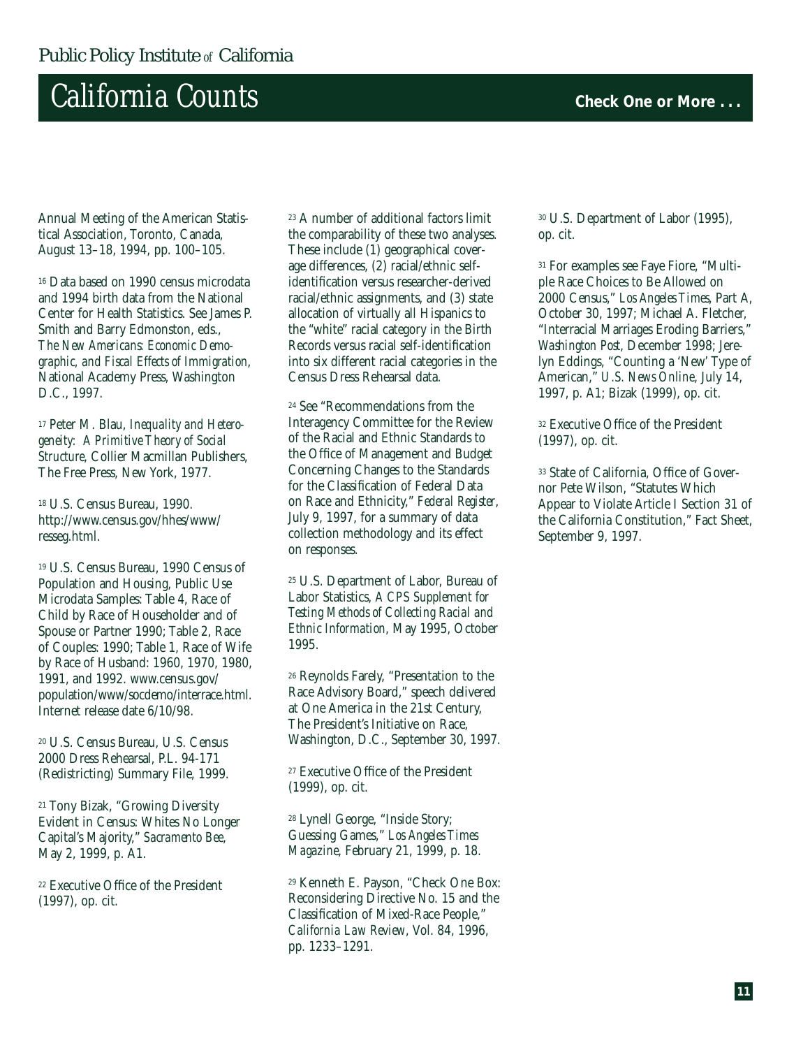Annual Meeting of the American Statistical Association, Toronto, Canada, August 13–18, 1994, pp. 100–105.

[16] Data based on 1990 census microdata and 1994 birth data from the National Center for Health Statistics. See James P. Smith and Barry Edmonston, eds., *The New Americans: Economic Demographic, and Fiscal Effects of Immigration*, National Academy Press, Washington D.C., 1997.

[17] Peter M. Blau, *Inequality and Heterogeneity: A Primitive Theory of Social Structure*, Collier Macmillan Publishers, The Free Press, New York, 1977.

[18] U.S. Census Bureau, 1990. http://www.census.gov/hhes/www/resseg.html.

[19] U.S. Census Bureau, 1990 Census of Population and Housing, Public Use Microdata Samples: Table 4, Race of Child by Race of Householder and of Spouse or Partner 1990; Table 2, Race of Couples: 1990; Table 1, Race of Wife by Race of Husband: 1960, 1970, 1980, 1991, and 1992. www.census.gov/population/www/socdemo/interrace.html. Internet release date 6/10/98.

[20] U.S. Census Bureau, U.S. Census 2000 Dress Rehearsal, P.L. 94-171 (Redistricting) Summary File, 1999.

[21] Tony Bizak, "Growing Diversity Evident in Census: Whites No Longer Capital's Majority," *Sacramento Bee*, May 2, 1999, p. A1.

[22] Executive Office of the President (1997), op. cit.

[23] A number of additional factors limit the comparability of these two analyses. These include (1) geographical coverage differences, (2) racial/ethnic self-identification versus researcher-derived racial/ethnic assignments, and (3) state allocation of virtually all Hispanics to the "white" racial category in the Birth Records versus racial self-identification into six different racial categories in the Census Dress Rehearsal data.

[24] See "Recommendations from the Interagency Committee for the Review of the Racial and Ethnic Standards to the Office of Management and Budget Concerning Changes to the Standards for the Classification of Federal Data on Race and Ethnicity," *Federal Register*, July 9, 1997, for a summary of data collection methodology and its effect on responses.

[25] U.S. Department of Labor, Bureau of Labor Statistics, *A CPS Supplement for Testing Methods of Collecting Racial and Ethnic Information*, May 1995, October 1995.

[26] Reynolds Farely, "Presentation to the Race Advisory Board," speech delivered at One America in the 21st Century, The President's Initiative on Race, Washington, D.C., September 30, 1997.

[27] Executive Office of the President (1999), op. cit.

[28] Lynell George, "Inside Story; Guessing Games," *Los Angeles Times Magazine*, February 21, 1999, p. 18.

[29] Kenneth E. Payson, "Check One Box: Reconsidering Directive No. 15 and the Classification of Mixed-Race People," *California Law Review*, Vol. 84, 1996, pp. 1233–1291.

[30] U.S. Department of Labor (1995), op. cit.

[31] For examples see Faye Fiore, "Multiple Race Choices to Be Allowed on 2000 Census," *Los Angeles Times*, Part A, October 30, 1997; Michael A. Fletcher, "Interracial Marriages Eroding Barriers," *Washington Post*, December 1998; Jerelyn Eddings, "Counting a 'New' Type of American," *U.S. News Online*, July 14, 1997, p. A1; Bizak (1999), op. cit.

[32] Executive Office of the President (1997), op. cit.

[33] State of California, Office of Governor Pete Wilson, "Statutes Which Appear to Violate Article I Section 31 of the California Constitution," Fact Sheet, September 9, 1997.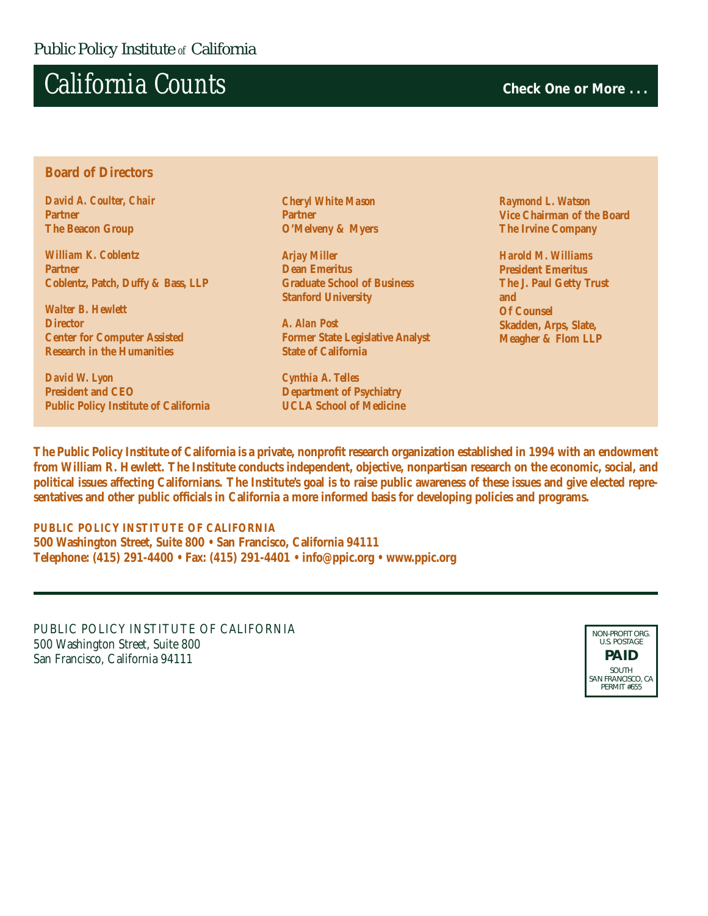Public Policy Institute of California

# California Counts

**Check One or More . . .**

## Board of Directors

**David A. Coulter, Chair**
Partner
The Beacon Group

**William K. Coblentz**
Partner
Coblentz, Patch, Duffy & Bass, LLP

**Walter B. Hewlett**
Director
Center for Computer Assisted Research in the Humanities

**David W. Lyon**
President and CEO
Public Policy Institute of California

**Cheryl White Mason**
Partner
O'Melveny & Myers

**Arjay Miller**
Dean Emeritus
Graduate School of Business
Stanford University

**A. Alan Post**
Former State Legislative Analyst
State of California

**Cynthia A. Telles**
Department of Psychiatry
UCLA School of Medicine

**Raymond L. Watson**
Vice Chairman of the Board
The Irvine Company

**Harold M. Williams**
President Emeritus
The J. Paul Getty Trust
and
Of Counsel
Skadden, Arps, Slate, Meagher & Flom LLP

**The Public Policy Institute of California is a private, nonprofit research organization established in 1994 with an endowment from William R. Hewlett. The Institute conducts independent, objective, nonpartisan research on the economic, social, and political issues affecting Californians. The Institute's goal is to raise public awareness of these issues and give elected representatives and other public officials in California a more informed basis for developing policies and programs.**

**PUBLIC POLICY INSTITUTE OF CALIFORNIA**
**500 Washington Street, Suite 800 • San Francisco, California 94111**
**Telephone: (415) 291-4400 • Fax: (415) 291-4401 • info@ppic.org • www.ppic.org**

---

PUBLIC POLICY INSTITUTE OF CALIFORNIA
500 Washington Street, Suite 800
San Francisco, California 94111

NON-PROFIT ORG.
U.S. POSTAGE
**PAID**
SOUTH
SAN FRANCISCO, CA
PERMIT #655